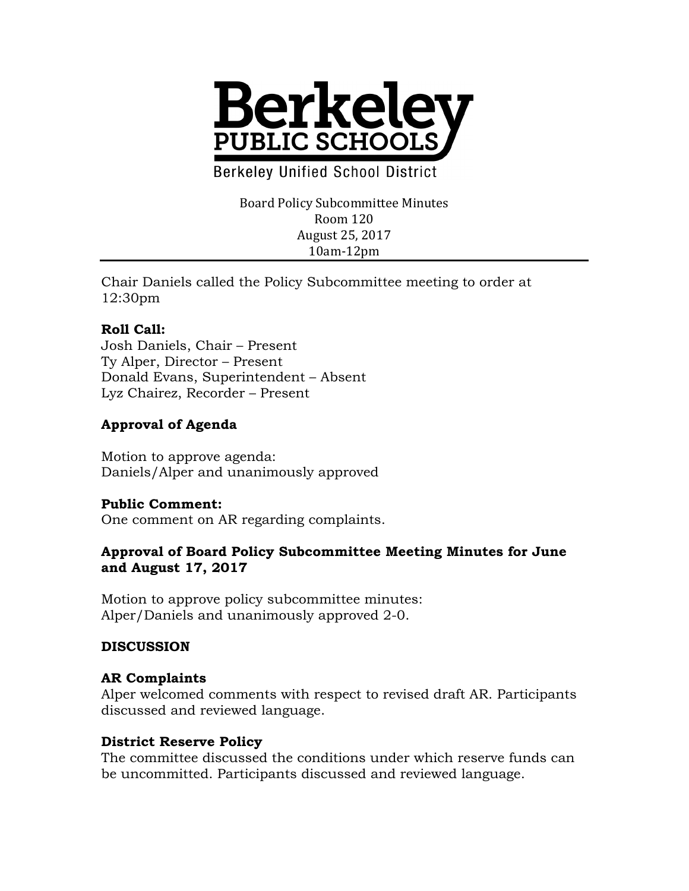# Berkeley PUBLIC SCHOOLS

Berkeley Unified School District

Board Policy Subcommittee Minutes
Room 120
August 25, 2017
10am-12pm

---

Chair Daniels called the Policy Subcommittee meeting to order at 12:30pm

**Roll Call:**
Josh Daniels, Chair – Present
Ty Alper, Director – Present
Donald Evans, Superintendent – Absent
Lyz Chairez, Recorder – Present

**Approval of Agenda**

Motion to approve agenda:
Daniels/Alper and unanimously approved

**Public Comment:**
One comment on AR regarding complaints.

**Approval of Board Policy Subcommittee Meeting Minutes for June and August 17, 2017**

Motion to approve policy subcommittee minutes:
Alper/Daniels and unanimously approved 2-0.

**DISCUSSION**

**AR Complaints**
Alper welcomed comments with respect to revised draft AR. Participants discussed and reviewed language.

**District Reserve Policy**
The committee discussed the conditions under which reserve funds can be uncommitted. Participants discussed and reviewed language.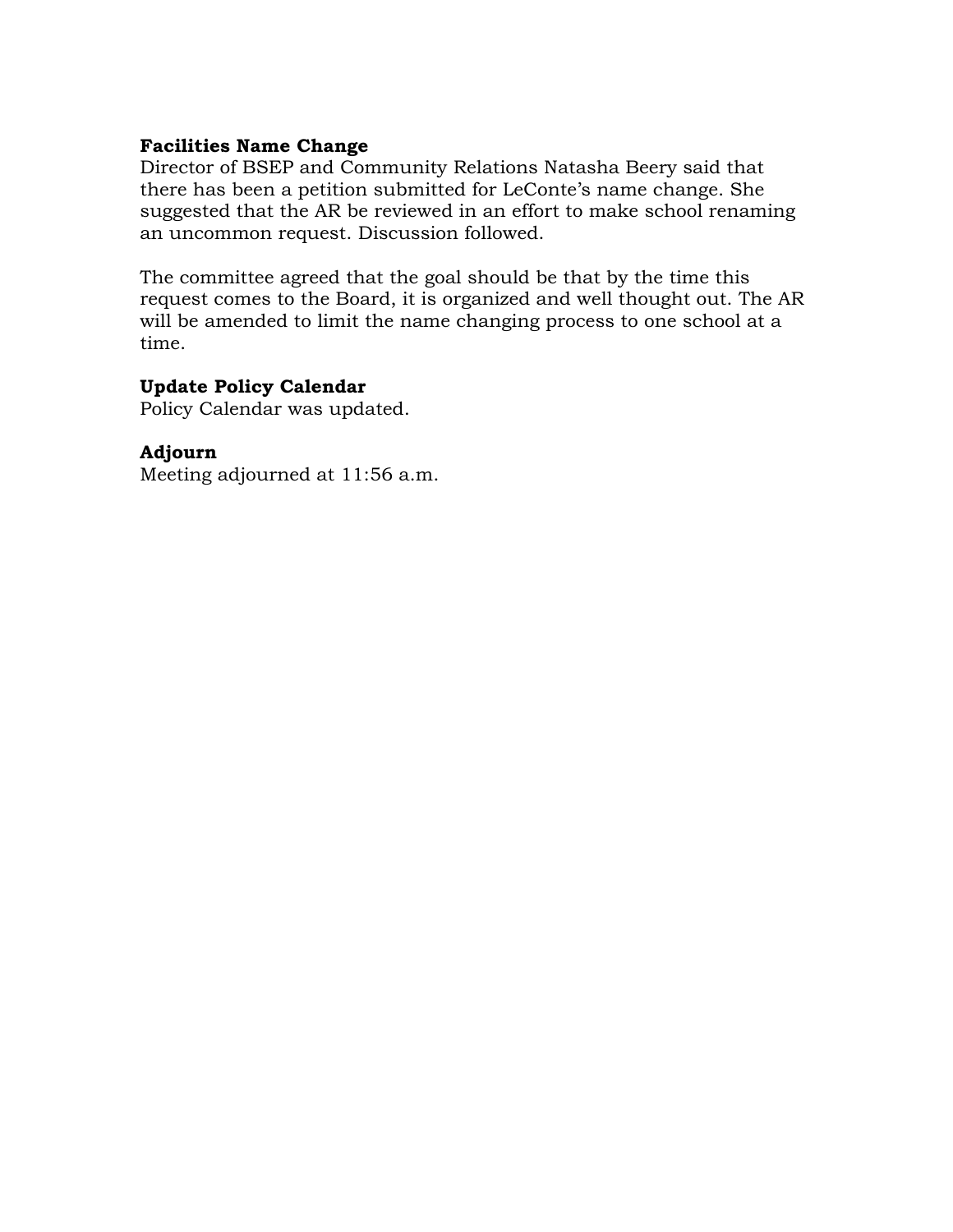**Facilities Name Change**
Director of BSEP and Community Relations Natasha Beery said that there has been a petition submitted for LeConte's name change. She suggested that the AR be reviewed in an effort to make school renaming an uncommon request. Discussion followed.

The committee agreed that the goal should be that by the time this request comes to the Board, it is organized and well thought out. The AR will be amended to limit the name changing process to one school at a time.

**Update Policy Calendar**
Policy Calendar was updated.

**Adjourn**
Meeting adjourned at 11:56 a.m.